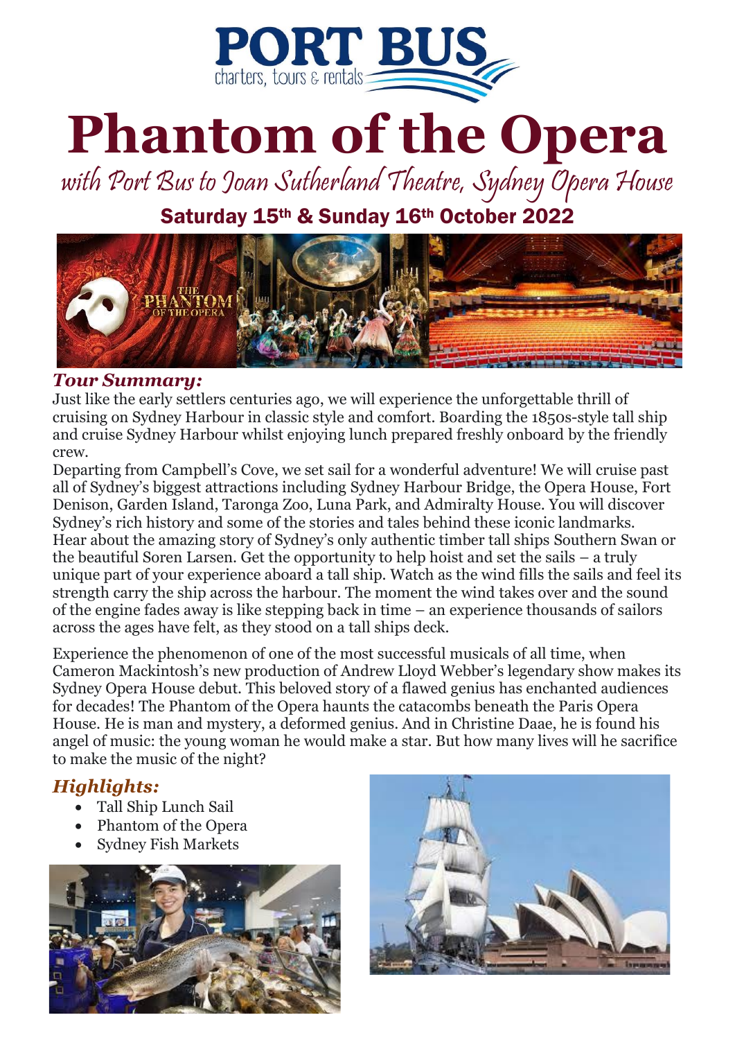# PORT BUS

charters, tours & rentals

# Phantom of the Opera

*with Port Bus to Joan Sutherland Theatre, Sydney Opera House*

## Saturday 15th & Sunday 16th October 2022

### *Tour Summary:*

Just like the early settlers centuries ago, we will experience the unforgettable thrill of cruising on Sydney Harbour in classic style and comfort. Boarding the 1850s-style tall ship and cruise Sydney Harbour whilst enjoying lunch prepared freshly onboard by the friendly crew.

Departing from Campbell's Cove, we set sail for a wonderful adventure! We will cruise past all of Sydney's biggest attractions including Sydney Harbour Bridge, the Opera House, Fort Denison, Garden Island, Taronga Zoo, Luna Park, and Admiralty House. You will discover Sydney's rich history and some of the stories and tales behind these iconic landmarks. Hear about the amazing story of Sydney's only authentic timber tall ships Southern Swan or the beautiful Soren Larsen. Get the opportunity to help hoist and set the sails – a truly unique part of your experience aboard a tall ship. Watch as the wind fills the sails and feel its strength carry the ship across the harbour. The moment the wind takes over and the sound of the engine fades away is like stepping back in time – an experience thousands of sailors across the ages have felt, as they stood on a tall ships deck.

Experience the phenomenon of one of the most successful musicals of all time, when Cameron Mackintosh's new production of Andrew Lloyd Webber's legendary show makes its Sydney Opera House debut. This beloved story of a flawed genius has enchanted audiences for decades! The Phantom of the Opera haunts the catacombs beneath the Paris Opera House. He is man and mystery, a deformed genius. And in Christine Daae, he is found his angel of music: the young woman he would make a star. But how many lives will he sacrifice to make the music of the night?

### *Highlights:*

- Tall Ship Lunch Sail
- Phantom of the Opera
- Sydney Fish Markets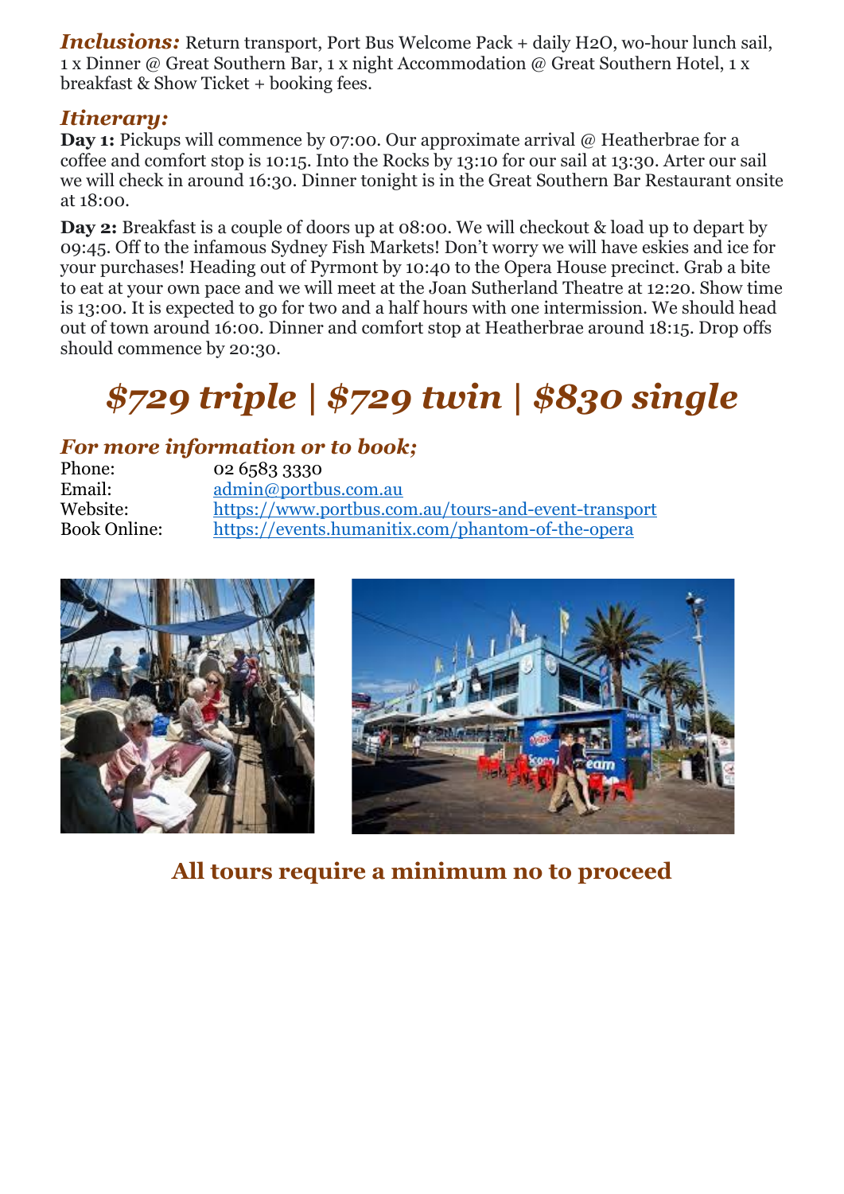***Inclusions:*** Return transport, Port Bus Welcome Pack + daily H2O, wo-hour lunch sail, 1 x Dinner @ Great Southern Bar, 1 x night Accommodation @ Great Southern Hotel, 1 x breakfast & Show Ticket + booking fees.

## *Itinerary:*

**Day 1:** Pickups will commence by 07:00. Our approximate arrival @ Heatherbrae for a coffee and comfort stop is 10:15. Into the Rocks by 13:10 for our sail at 13:30. Arter our sail we will check in around 16:30. Dinner tonight is in the Great Southern Bar Restaurant onsite at 18:00.

**Day 2:** Breakfast is a couple of doors up at 08:00. We will checkout & load up to depart by 09:45. Off to the infamous Sydney Fish Markets! Don't worry we will have eskies and ice for your purchases! Heading out of Pyrmont by 10:40 to the Opera House precinct. Grab a bite to eat at your own pace and we will meet at the Joan Sutherland Theatre at 12:20. Show time is 13:00. It is expected to go for two and a half hours with one intermission. We should head out of town around 16:00. Dinner and comfort stop at Heatherbrae around 18:15. Drop offs should commence by 20:30.

# *$729 triple | $729 twin | $830 single*

## *For more information or to book;*

| | |
|---|---|
| Phone: | 02 6583 3330 |
| Email: | admin@portbus.com.au |
| Website: | https://www.portbus.com.au/tours-and-event-transport |
| Book Online: | https://events.humanitix.com/phantom-of-the-opera |

**All tours require a minimum no to proceed**